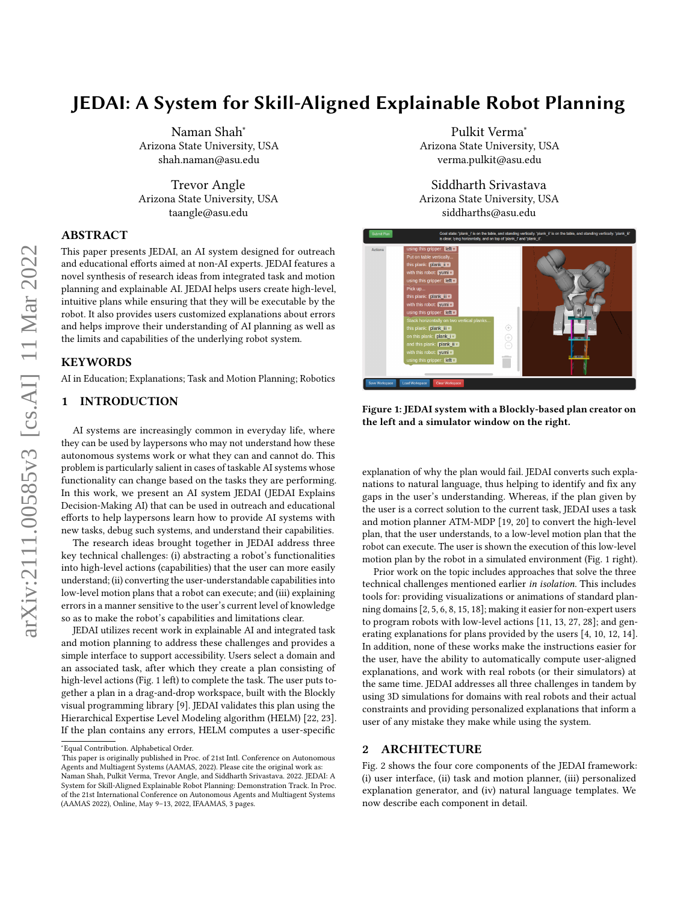# JEDAI: A System for Skill-Aligned Explainable Robot Planning

Naman Shah*
Arizona State University, USA
shah.naman@asu.edu

Pulkit Verma*
Arizona State University, USA
verma.pulkit@asu.edu

Trevor Angle
Arizona State University, USA
taangle@asu.edu

Siddharth Srivastava
Arizona State University, USA
siddharths@asu.edu

## ABSTRACT

This paper presents JEDAI, an AI system designed for outreach and educational efforts aimed at non-AI experts. JEDAI features a novel synthesis of research ideas from integrated task and motion planning and explainable AI. JEDAI helps users create high-level, intuitive plans while ensuring that they will be executable by the robot. It also provides users customized explanations about errors and helps improve their understanding of AI planning as well as the limits and capabilities of the underlying robot system.

## KEYWORDS

AI in Education; Explanations; Task and Motion Planning; Robotics

## 1 INTRODUCTION

AI systems are increasingly common in everyday life, where they can be used by laypersons who may not understand how these autonomous systems work or what they can and cannot do. This problem is particularly salient in cases of taskable AI systems whose functionality can change based on the tasks they are performing. In this work, we present an AI system JEDAI (JEDAI Explains Decision-Making AI) that can be used in outreach and educational efforts to help laypersons learn how to provide AI systems with new tasks, debug such systems, and understand their capabilities.

The research ideas brought together in JEDAI address three key technical challenges: (i) abstracting a robot's functionalities into high-level actions (capabilities) that the user can more easily understand; (ii) converting the user-understandable capabilities into low-level motion plans that a robot can execute; and (iii) explaining errors in a manner sensitive to the user's current level of knowledge so as to make the robot's capabilities and limitations clear.

JEDAI utilizes recent work in explainable AI and integrated task and motion planning to address these challenges and provides a simple interface to support accessibility. Users select a domain and an associated task, after which they create a plan consisting of high-level actions (Fig. 1 left) to complete the task. The user puts together a plan in a drag-and-drop workspace, built with the Blockly visual programming library [9]. JEDAI validates this plan using the Hierarchical Expertise Level Modeling algorithm (HELM) [22, 23]. If the plan contains any errors, HELM computes a user-specific explanation of why the plan would fail. JEDAI converts such explanations to natural language, thus helping to identify and fix any gaps in the user's understanding. Whereas, if the plan given by the user is a correct solution to the current task, JEDAI uses a task and motion planner ATM-MDP [19, 20] to convert the high-level plan, that the user understands, to a low-level motion plan that the robot can execute. The user is shown the execution of this low-level motion plan by the robot in a simulated environment (Fig. 1 right).

Figure 1: JEDAI system with a Blockly-based plan creator on the left and a simulator window on the right.

Prior work on the topic includes approaches that solve the three technical challenges mentioned earlier *in isolation*. This includes tools for: providing visualizations or animations of standard planning domains [2, 5, 6, 8, 15, 18]; making it easier for non-expert users to program robots with low-level actions [11, 13, 27, 28]; and generating explanations for plans provided by the users [4, 10, 12, 14]. In addition, none of these works make the instructions easier for the user, have the ability to automatically compute user-aligned explanations, and work with real robots (or their simulators) at the same time. JEDAI addresses all three challenges in tandem by using 3D simulations for domains with real robots and their actual constraints and providing personalized explanations that inform a user of any mistake they make while using the system.

## 2 ARCHITECTURE

Fig. 2 shows the four core components of the JEDAI framework: (i) user interface, (ii) task and motion planner, (iii) personalized explanation generator, and (iv) natural language templates. We now describe each component in detail.

---

*Equal Contribution. Alphabetical Order.

This paper is originally published in Proc. of 21st Intl. Conference on Autonomous Agents and Multiagent Systems (AAMAS, 2022). Please cite the original work as: Naman Shah, Pulkit Verma, Trevor Angle, and Siddharth Srivastava. 2022. JEDAI: A System for Skill-Aligned Explainable Robot Planning: Demonstration Track. In Proc. of the 21st International Conference on Autonomous Agents and Multiagent Systems (AAMAS 2022), Online, May 9–13, 2022, IFAAMAS, 3 pages.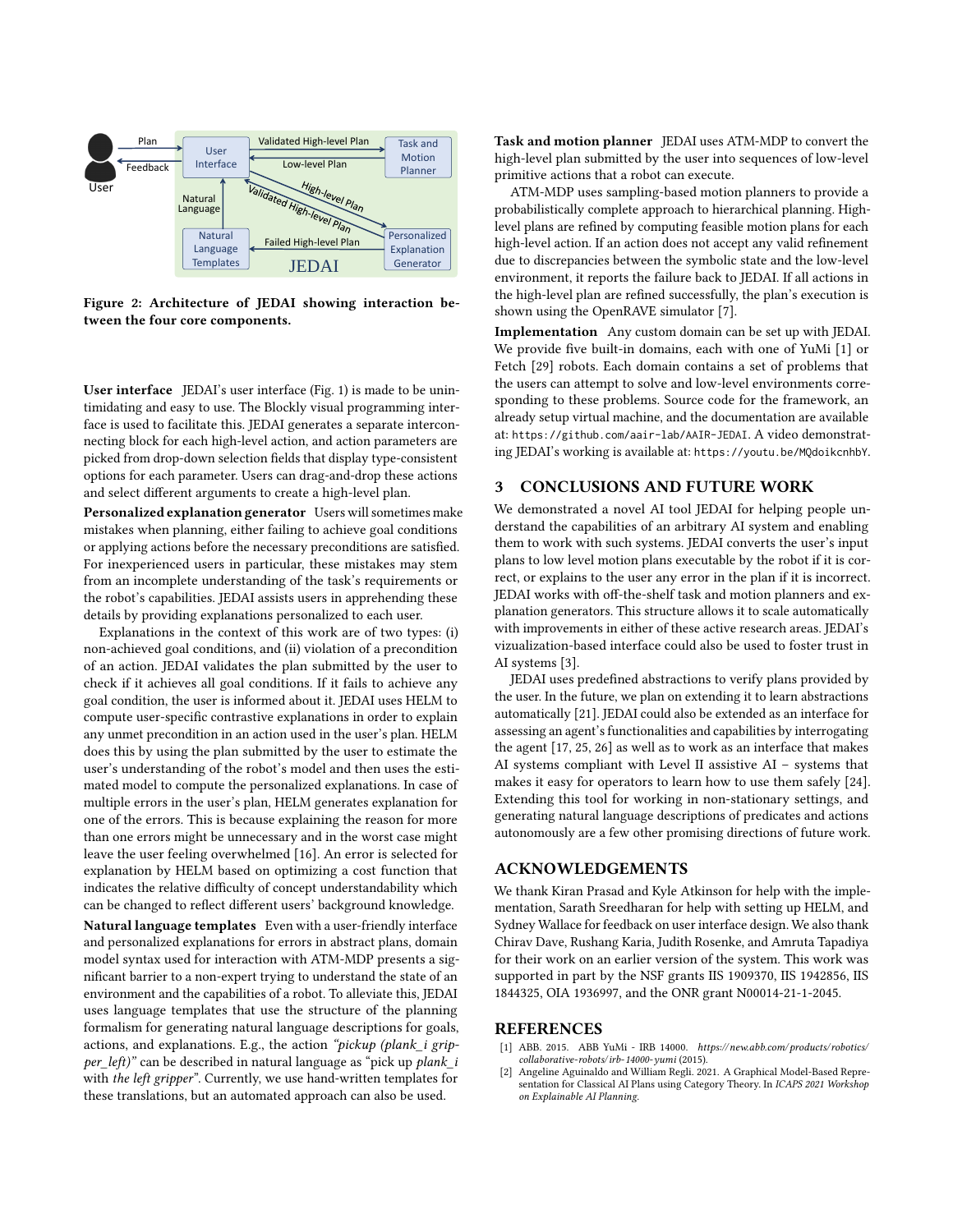Figure 2: Architecture of JEDAI showing interaction between the four core components.

**User interface** JEDAI's user interface (Fig. 1) is made to be unintimidating and easy to use. The Blockly visual programming interface is used to facilitate this. JEDAI generates a separate interconnecting block for each high-level action, and action parameters are picked from drop-down selection fields that display type-consistent options for each parameter. Users can drag-and-drop these actions and select different arguments to create a high-level plan.

**Personalized explanation generator** Users will sometimes make mistakes when planning, either failing to achieve goal conditions or applying actions before the necessary preconditions are satisfied. For inexperienced users in particular, these mistakes may stem from an incomplete understanding of the task's requirements or the robot's capabilities. JEDAI assists users in apprehending these details by providing explanations personalized to each user.

Explanations in the context of this work are of two types: (i) non-achieved goal conditions, and (ii) violation of a precondition of an action. JEDAI validates the plan submitted by the user to check if it achieves all goal conditions. If it fails to achieve any goal condition, the user is informed about it. JEDAI uses HELM to compute user-specific contrastive explanations in order to explain any unmet precondition in an action used in the user's plan. HELM does this by using the plan submitted by the user to estimate the user's understanding of the robot's model and then uses the estimated model to compute the personalized explanations. In case of multiple errors in the user's plan, HELM generates explanation for one of the errors. This is because explaining the reason for more than one errors might be unnecessary and in the worst case might leave the user feeling overwhelmed [16]. An error is selected for explanation by HELM based on optimizing a cost function that indicates the relative difficulty of concept understandability which can be changed to reflect different users' background knowledge.

**Natural language templates** Even with a user-friendly interface and personalized explanations for errors in abstract plans, domain model syntax used for interaction with ATM-MDP presents a significant barrier to a non-expert trying to understand the state of an environment and the capabilities of a robot. To alleviate this, JEDAI uses language templates that use the structure of the planning formalism for generating natural language descriptions for goals, actions, and explanations. E.g., the action *"pickup (plank_i gripper_left)"* can be described in natural language as "pick up *plank_i* with *the left gripper*". Currently, we use hand-written templates for these translations, but an automated approach can also be used.

**Task and motion planner** JEDAI uses ATM-MDP to convert the high-level plan submitted by the user into sequences of low-level primitive actions that a robot can execute.

ATM-MDP uses sampling-based motion planners to provide a probabilistically complete approach to hierarchical planning. High-level plans are refined by computing feasible motion plans for each high-level action. If an action does not accept any valid refinement due to discrepancies between the symbolic state and the low-level environment, it reports the failure back to JEDAI. If all actions in the high-level plan are refined successfully, the plan's execution is shown using the OpenRAVE simulator [7].

**Implementation** Any custom domain can be set up with JEDAI. We provide five built-in domains, each with one of YuMi [1] or Fetch [29] robots. Each domain contains a set of problems that the users can attempt to solve and low-level environments corresponding to these problems. Source code for the framework, an already setup virtual machine, and the documentation are available at: `https://github.com/aair-lab/AAIR-JEDAI`. A video demonstrating JEDAI's working is available at: `https://youtu.be/MQdoikcnhbY`.

## 3 CONCLUSIONS AND FUTURE WORK

We demonstrated a novel AI tool JEDAI for helping people understand the capabilities of an arbitrary AI system and enabling them to work with such systems. JEDAI converts the user's input plans to low level motion plans executable by the robot if it is correct, or explains to the user any error in the plan if it is incorrect. JEDAI works with off-the-shelf task and motion planners and explanation generators. This structure allows it to scale automatically with improvements in either of these active research areas. JEDAI's vizualization-based interface could also be used to foster trust in AI systems [3].

JEDAI uses predefined abstractions to verify plans provided by the user. In the future, we plan on extending it to learn abstractions automatically [21]. JEDAI could also be extended as an interface for assessing an agent's functionalities and capabilities by interrogating the agent [17, 25, 26] as well as to work as an interface that makes AI systems compliant with Level II assistive AI – systems that makes it easy for operators to learn how to use them safely [24]. Extending this tool for working in non-stationary settings, and generating natural language descriptions of predicates and actions autonomously are a few other promising directions of future work.

## ACKNOWLEDGEMENTS

We thank Kiran Prasad and Kyle Atkinson for help with the implementation, Sarath Sreedharan for help with setting up HELM, and Sydney Wallace for feedback on user interface design. We also thank Chirav Dave, Rushang Karia, Judith Rosenke, and Amruta Tapadiya for their work on an earlier version of the system. This work was supported in part by the NSF grants IIS 1909370, IIS 1942856, IIS 1844325, OIA 1936997, and the ONR grant N00014-21-1-2045.

## REFERENCES

[1] ABB. 2015. ABB YuMi - IRB 14000. *https://new.abb.com/products/robotics/collaborative-robots/irb-14000-yumi* (2015).

[2] Angeline Aguinaldo and William Regli. 2021. A Graphical Model-Based Representation for Classical AI Plans using Category Theory. In *ICAPS 2021 Workshop on Explainable AI Planning*.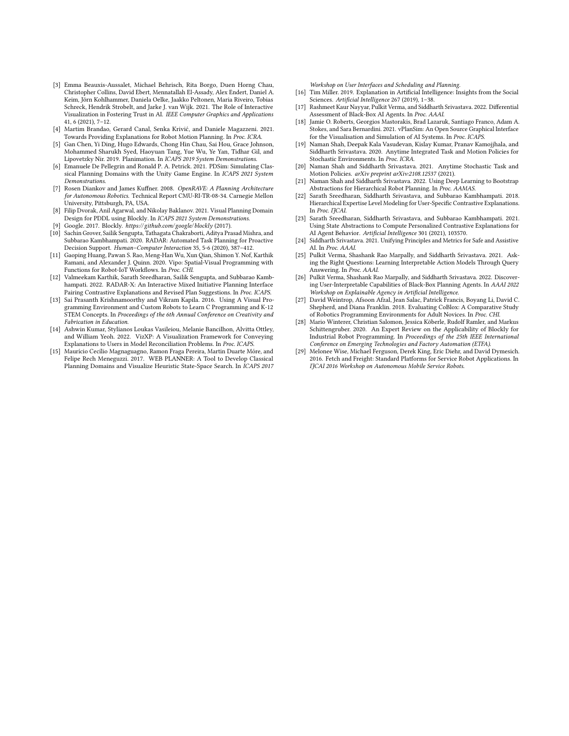[3] Emma Beauxis-Aussalet, Michael Behrisch, Rita Borgo, Duen Horng Chau, Christopher Collins, David Ebert, Mennatallah El-Assady, Alex Endert, Daniel A. Keim, Jörn Kohlhammer, Daniela Oelke, Jaakko Peltonen, Maria Riveiro, Tobias Schreck, Hendrik Strobelt, and Jarke J. van Wijk. 2021. The Role of Interactive Visualization in Fostering Trust in AI. *IEEE Computer Graphics and Applications* 41, 6 (2021), 7–12.

[4] Martim Brandao, Gerard Canal, Senka Krivić, and Daniele Magazzeni. 2021. Towards Providing Explanations for Robot Motion Planning. In *Proc. ICRA.*

[5] Gan Chen, Yi Ding, Hugo Edwards, Chong Hin Chau, Sai Hou, Grace Johnson, Mohammed Sharukh Syed, Haoyuan Tang, Yue Wu, Ye Yan, Tidhar Gil, and Lipovetzky Nir. 2019. Planimation. In *ICAPS 2019 System Demonstrations.*

[6] Emanuele De Pellegrin and Ronald P. A. Petrick. 2021. PDSim: Simulating Classical Planning Domains with the Unity Game Engine. In *ICAPS 2021 System Demonstrations.*

[7] Rosen Diankov and James Kuffner. 2008. *OpenRAVE: A Planning Architecture for Autonomous Robotics.* Technical Report CMU-RI-TR-08-34. Carnegie Mellon University, Pittsburgh, PA, USA.

[8] Filip Dvorak, Anil Agarwal, and Nikolay Baklanov. 2021. Visual Planning Domain Design for PDDL using Blockly. In *ICAPS 2021 System Demonstrations.*

[9] Google. 2017. Blockly. *https://github.com/google/blockly* (2017).

[10] Sachin Grover, Sailik Sengupta, Tathagata Chakraborti, Aditya Prasad Mishra, and Subbarao Kambhampati. 2020. RADAR: Automated Task Planning for Proactive Decision Support. *Human–Computer Interaction* 35, 5-6 (2020), 387–412.

[11] Gaoping Huang, Pawan S. Rao, Meng-Han Wu, Xun Qian, Shimon Y. Nof, Karthik Ramani, and Alexander J. Quinn. 2020. Vipo: Spatial-Visual Programming with Functions for Robot-IoT Workflows. In *Proc. CHI.*

[12] Valmeekam Karthik, Sarath Sreedharan, Sailik Sengupta, and Subbarao Kambhampati. 2022. RADAR-X: An Interactive Mixed Initiative Planning Interface Pairing Contrastive Explanations and Revised Plan Suggestions. In *Proc. ICAPS.*

[13] Sai Prasanth Krishnamoorthy and Vikram Kapila. 2016. Using A Visual Programming Environment and Custom Robots to Learn C Programming and K-12 STEM Concepts. In *Proceedings of the 6th Annual Conference on Creativity and Fabrication in Education.*

[14] Ashwin Kumar, Stylianos Loukas Vasileiou, Melanie Bancilhon, Alvitta Ottley, and William Yeoh. 2022. VizXP: A Visualization Framework for Conveying Explanations to Users in Model Reconciliation Problems. In *Proc. ICAPS.*

[15] Maurício Cecílio Magnaguagno, Ramon Fraga Pereira, Martin Duarte Móre, and Felipe Rech Meneguzzi. 2017. WEB PLANNER: A Tool to Develop Classical Planning Domains and Visualize Heuristic State-Space Search. In *ICAPS 2017 Workshop on User Interfaces and Scheduling and Planning.*

[16] Tim Miller. 2019. Explanation in Artificial Intelligence: Insights from the Social Sciences. *Artificial Intelligence* 267 (2019), 1–38.

[17] Rashmeet Kaur Nayyar, Pulkit Verma, and Siddharth Srivastava. 2022. Differential Assessment of Black-Box AI Agents. In *Proc. AAAI.*

[18] Jamie O. Roberts, Georgios Mastorakis, Brad Lazaruk, Santiago Franco, Adam A. Stokes, and Sara Bernardini. 2021. vPlanSim: An Open Source Graphical Interface for the Visualisation and Simulation of AI Systems. In *Proc. ICAPS.*

[19] Naman Shah, Deepak Kala Vasudevan, Kislay Kumar, Pranav Kamojjhala, and Siddharth Srivastava. 2020. Anytime Integrated Task and Motion Policies for Stochastic Environments. In *Proc. ICRA.*

[20] Naman Shah and Siddharth Srivastava. 2021. Anytime Stochastic Task and Motion Policies. *arXiv preprint arXiv:2108.12537* (2021).

[21] Naman Shah and Siddharth Srivastava. 2022. Using Deep Learning to Bootstrap Abstractions for Hierarchical Robot Planning. In *Proc. AAMAS.*

[22] Sarath Sreedharan, Siddharth Srivastava, and Subbarao Kambhampati. 2018. Hierarchical Expertise Level Modeling for User-Specific Contrastive Explanations. In *Proc. IJCAI.*

[23] Sarath Sreedharan, Siddharth Srivastava, and Subbarao Kambhampati. 2021. Using State Abstractions to Compute Personalized Contrastive Explanations for AI Agent Behavior. *Artificial Intelligence* 301 (2021), 103570.

[24] Siddharth Srivastava. 2021. Unifying Principles and Metrics for Safe and Assistive AI. In *Proc. AAAI.*

[25] Pulkit Verma, Shashank Rao Marpally, and Siddharth Srivastava. 2021. Asking the Right Questions: Learning Interpretable Action Models Through Query Answering. In *Proc. AAAI.*

[26] Pulkit Verma, Shashank Rao Marpally, and Siddharth Srivastava. 2022. Discovering User-Interpretable Capabilities of Black-Box Planning Agents. In *AAAI 2022 Workshop on Explainable Agency in Artificial Intelligence.*

[27] David Weintrop, Afsoon Afzal, Jean Salac, Patrick Francis, Boyang Li, David C. Shepherd, and Diana Franklin. 2018. Evaluating CoBlox: A Comparative Study of Robotics Programming Environments for Adult Novices. In *Proc. CHI.*

[28] Mario Winterer, Christian Salomon, Jessica Köberle, Rudolf Ramler, and Markus Schittengruber. 2020. An Expert Review on the Applicability of Blockly for Industrial Robot Programming. In *Proceedings of the 25th IEEE International Conference on Emerging Technologies and Factory Automation (ETFA).*

[29] Melonee Wise, Michael Ferguson, Derek King, Eric Diehr, and David Dymesich. 2016. Fetch and Freight: Standard Platforms for Service Robot Applications. In *IJCAI 2016 Workshop on Autonomous Mobile Service Robots.*